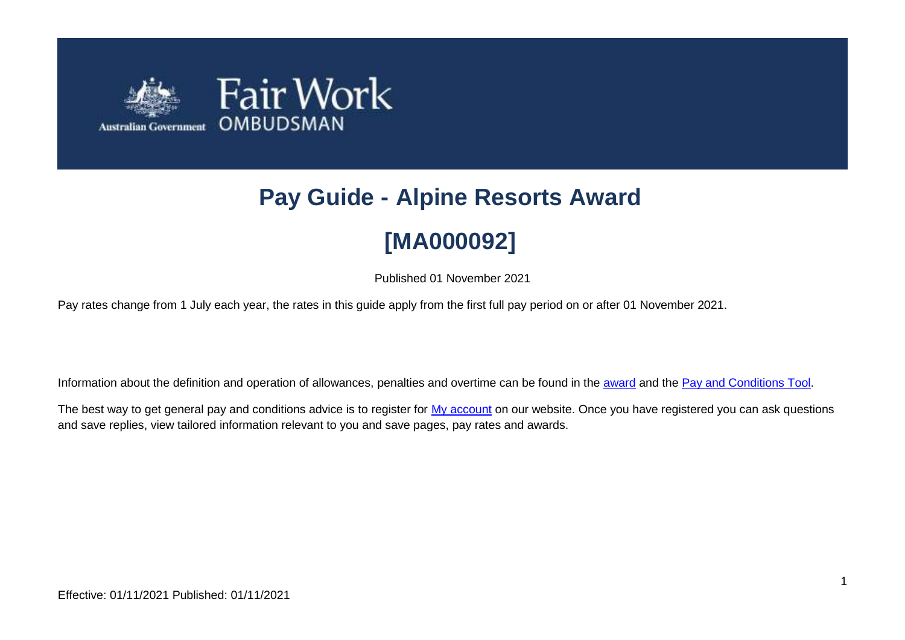Fair Work OMBUDSMAN

Australian Government

# Pay Guide - Alpine Resorts Award

# [MA000092]

Published 01 November 2021

Pay rates change from 1 July each year, the rates in this guide apply from the first full pay period on or after 01 November 2021.

Information about the definition and operation of allowances, penalties and overtime can be found in the award and the Pay and Conditions Tool.

The best way to get general pay and conditions advice is to register for My account on our website. Once you have registered you can ask questions and save replies, view tailored information relevant to you and save pages, pay rates and awards.

Effective: 01/11/2021 Published: 01/11/2021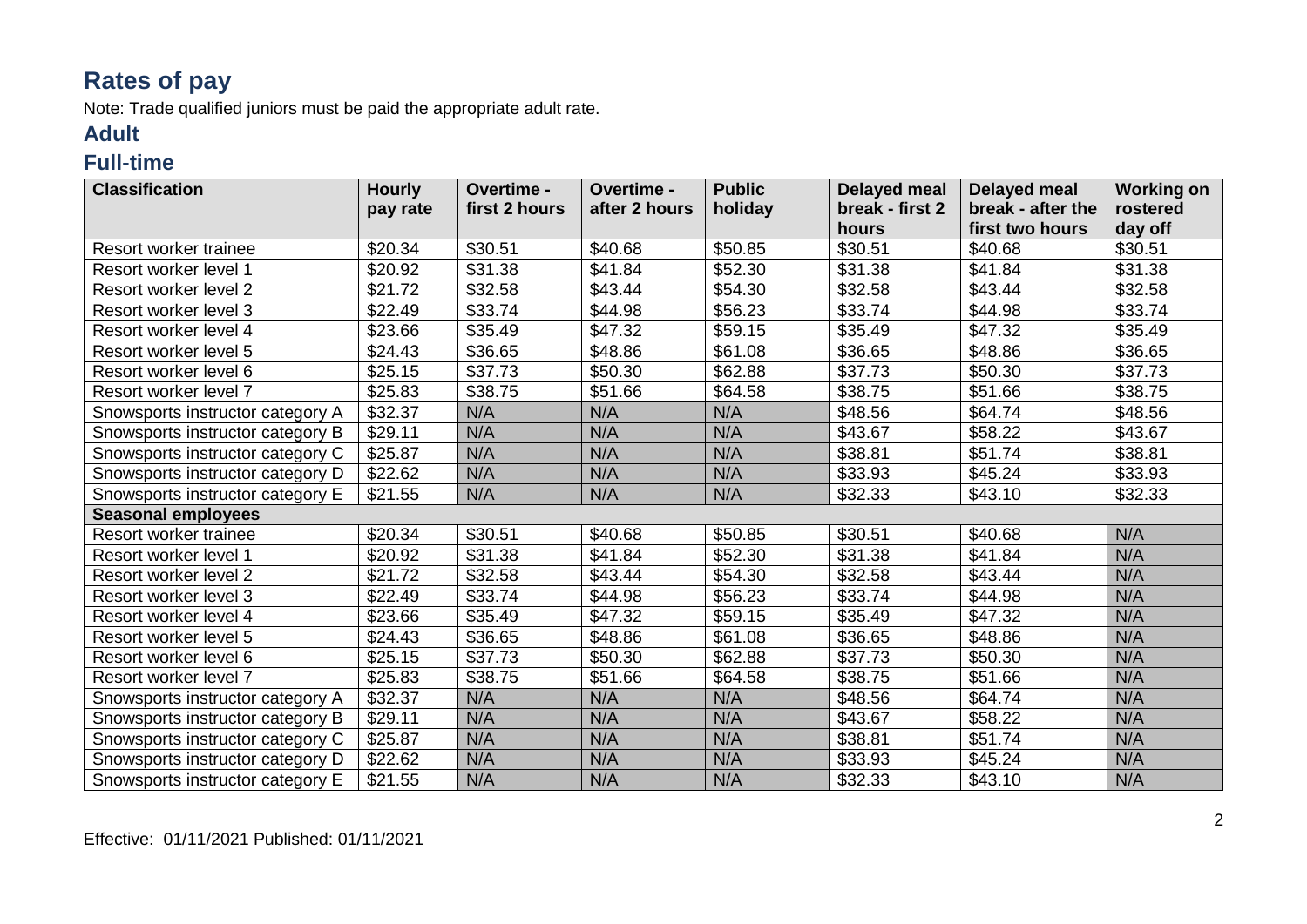# Rates of pay

Note: Trade qualified juniors must be paid the appropriate adult rate.

## Adult

## Full-time

| Classification | Hourly pay rate | Overtime - first 2 hours | Overtime - after 2 hours | Public holiday | Delayed meal break - first 2 hours | Delayed meal break - after the first two hours | Working on rostered day off |
|---|---|---|---|---|---|---|---|
| Resort worker trainee | $20.34 | $30.51 | $40.68 | $50.85 | $30.51 | $40.68 | $30.51 |
| Resort worker level 1 | $20.92 | $31.38 | $41.84 | $52.30 | $31.38 | $41.84 | $31.38 |
| Resort worker level 2 | $21.72 | $32.58 | $43.44 | $54.30 | $32.58 | $43.44 | $32.58 |
| Resort worker level 3 | $22.49 | $33.74 | $44.98 | $56.23 | $33.74 | $44.98 | $33.74 |
| Resort worker level 4 | $23.66 | $35.49 | $47.32 | $59.15 | $35.49 | $47.32 | $35.49 |
| Resort worker level 5 | $24.43 | $36.65 | $48.86 | $61.08 | $36.65 | $48.86 | $36.65 |
| Resort worker level 6 | $25.15 | $37.73 | $50.30 | $62.88 | $37.73 | $50.30 | $37.73 |
| Resort worker level 7 | $25.83 | $38.75 | $51.66 | $64.58 | $38.75 | $51.66 | $38.75 |
| Snowsports instructor category A | $32.37 | N/A | N/A | N/A | $48.56 | $64.74 | $48.56 |
| Snowsports instructor category B | $29.11 | N/A | N/A | N/A | $43.67 | $58.22 | $43.67 |
| Snowsports instructor category C | $25.87 | N/A | N/A | N/A | $38.81 | $51.74 | $38.81 |
| Snowsports instructor category D | $22.62 | N/A | N/A | N/A | $33.93 | $45.24 | $33.93 |
| Snowsports instructor category E | $21.55 | N/A | N/A | N/A | $32.33 | $43.10 | $32.33 |
| **Seasonal employees** | | | | | | | |
| Resort worker trainee | $20.34 | $30.51 | $40.68 | $50.85 | $30.51 | $40.68 | N/A |
| Resort worker level 1 | $20.92 | $31.38 | $41.84 | $52.30 | $31.38 | $41.84 | N/A |
| Resort worker level 2 | $21.72 | $32.58 | $43.44 | $54.30 | $32.58 | $43.44 | N/A |
| Resort worker level 3 | $22.49 | $33.74 | $44.98 | $56.23 | $33.74 | $44.98 | N/A |
| Resort worker level 4 | $23.66 | $35.49 | $47.32 | $59.15 | $35.49 | $47.32 | N/A |
| Resort worker level 5 | $24.43 | $36.65 | $48.86 | $61.08 | $36.65 | $48.86 | N/A |
| Resort worker level 6 | $25.15 | $37.73 | $50.30 | $62.88 | $37.73 | $50.30 | N/A |
| Resort worker level 7 | $25.83 | $38.75 | $51.66 | $64.58 | $38.75 | $51.66 | N/A |
| Snowsports instructor category A | $32.37 | N/A | N/A | N/A | $48.56 | $64.74 | N/A |
| Snowsports instructor category B | $29.11 | N/A | N/A | N/A | $43.67 | $58.22 | N/A |
| Snowsports instructor category C | $25.87 | N/A | N/A | N/A | $38.81 | $51.74 | N/A |
| Snowsports instructor category D | $22.62 | N/A | N/A | N/A | $33.93 | $45.24 | N/A |
| Snowsports instructor category E | $21.55 | N/A | N/A | N/A | $32.33 | $43.10 | N/A |

Effective: 01/11/2021 Published: 01/11/2021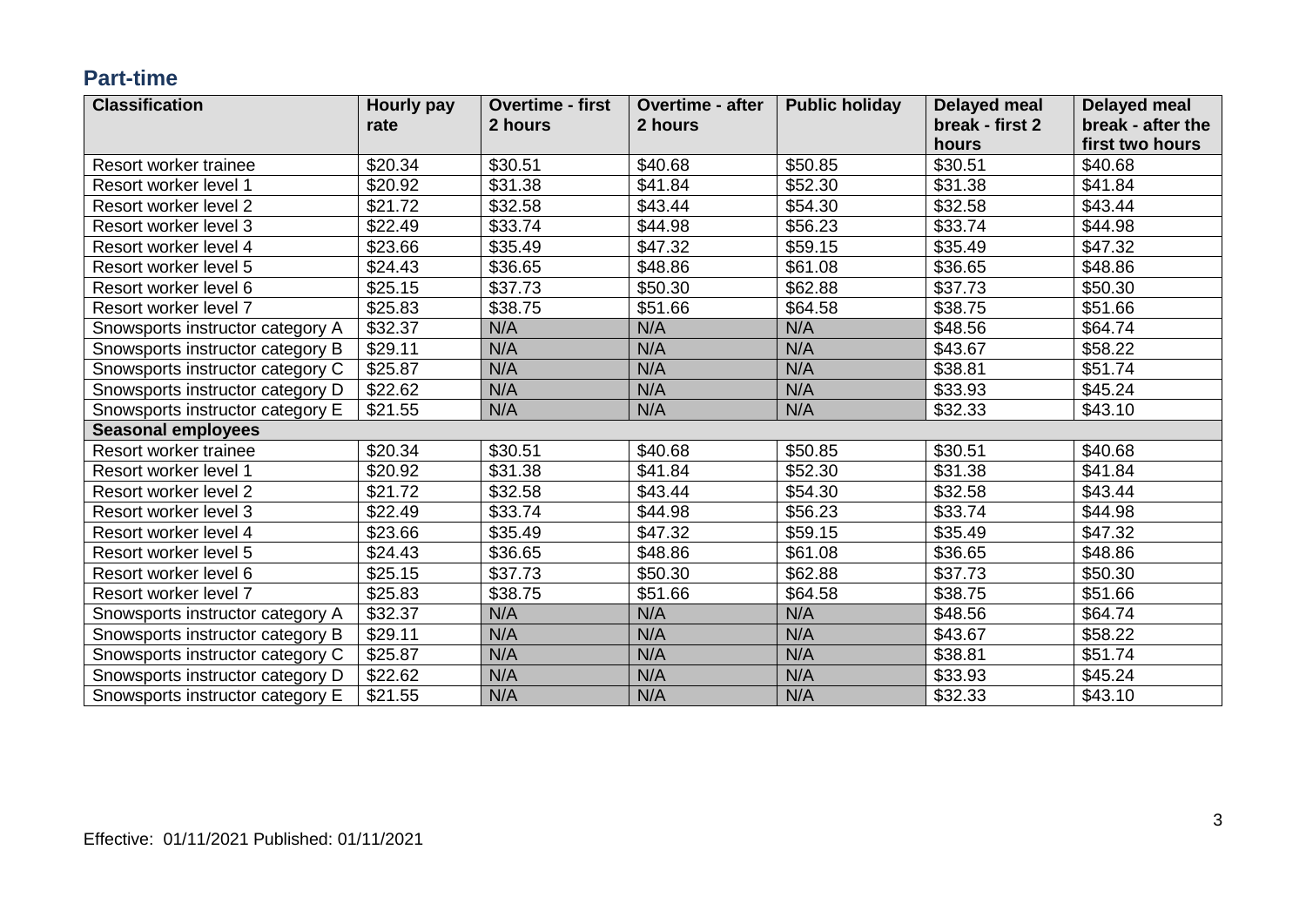## Part-time

| Classification | Hourly pay rate | Overtime - first 2 hours | Overtime - after 2 hours | Public holiday | Delayed meal break - first 2 hours | Delayed meal break - after the first two hours |
|---|---|---|---|---|---|---|
| Resort worker trainee | $20.34 | $30.51 | $40.68 | $50.85 | $30.51 | $40.68 |
| Resort worker level 1 | $20.92 | $31.38 | $41.84 | $52.30 | $31.38 | $41.84 |
| Resort worker level 2 | $21.72 | $32.58 | $43.44 | $54.30 | $32.58 | $43.44 |
| Resort worker level 3 | $22.49 | $33.74 | $44.98 | $56.23 | $33.74 | $44.98 |
| Resort worker level 4 | $23.66 | $35.49 | $47.32 | $59.15 | $35.49 | $47.32 |
| Resort worker level 5 | $24.43 | $36.65 | $48.86 | $61.08 | $36.65 | $48.86 |
| Resort worker level 6 | $25.15 | $37.73 | $50.30 | $62.88 | $37.73 | $50.30 |
| Resort worker level 7 | $25.83 | $38.75 | $51.66 | $64.58 | $38.75 | $51.66 |
| Snowsports instructor category A | $32.37 | N/A | N/A | N/A | $48.56 | $64.74 |
| Snowsports instructor category B | $29.11 | N/A | N/A | N/A | $43.67 | $58.22 |
| Snowsports instructor category C | $25.87 | N/A | N/A | N/A | $38.81 | $51.74 |
| Snowsports instructor category D | $22.62 | N/A | N/A | N/A | $33.93 | $45.24 |
| Snowsports instructor category E | $21.55 | N/A | N/A | N/A | $32.33 | $43.10 |
| **Seasonal employees** | | | | | | |
| Resort worker trainee | $20.34 | $30.51 | $40.68 | $50.85 | $30.51 | $40.68 |
| Resort worker level 1 | $20.92 | $31.38 | $41.84 | $52.30 | $31.38 | $41.84 |
| Resort worker level 2 | $21.72 | $32.58 | $43.44 | $54.30 | $32.58 | $43.44 |
| Resort worker level 3 | $22.49 | $33.74 | $44.98 | $56.23 | $33.74 | $44.98 |
| Resort worker level 4 | $23.66 | $35.49 | $47.32 | $59.15 | $35.49 | $47.32 |
| Resort worker level 5 | $24.43 | $36.65 | $48.86 | $61.08 | $36.65 | $48.86 |
| Resort worker level 6 | $25.15 | $37.73 | $50.30 | $62.88 | $37.73 | $50.30 |
| Resort worker level 7 | $25.83 | $38.75 | $51.66 | $64.58 | $38.75 | $51.66 |
| Snowsports instructor category A | $32.37 | N/A | N/A | N/A | $48.56 | $64.74 |
| Snowsports instructor category B | $29.11 | N/A | N/A | N/A | $43.67 | $58.22 |
| Snowsports instructor category C | $25.87 | N/A | N/A | N/A | $38.81 | $51.74 |
| Snowsports instructor category D | $22.62 | N/A | N/A | N/A | $33.93 | $45.24 |
| Snowsports instructor category E | $21.55 | N/A | N/A | N/A | $32.33 | $43.10 |

Effective: 01/11/2021 Published: 01/11/2021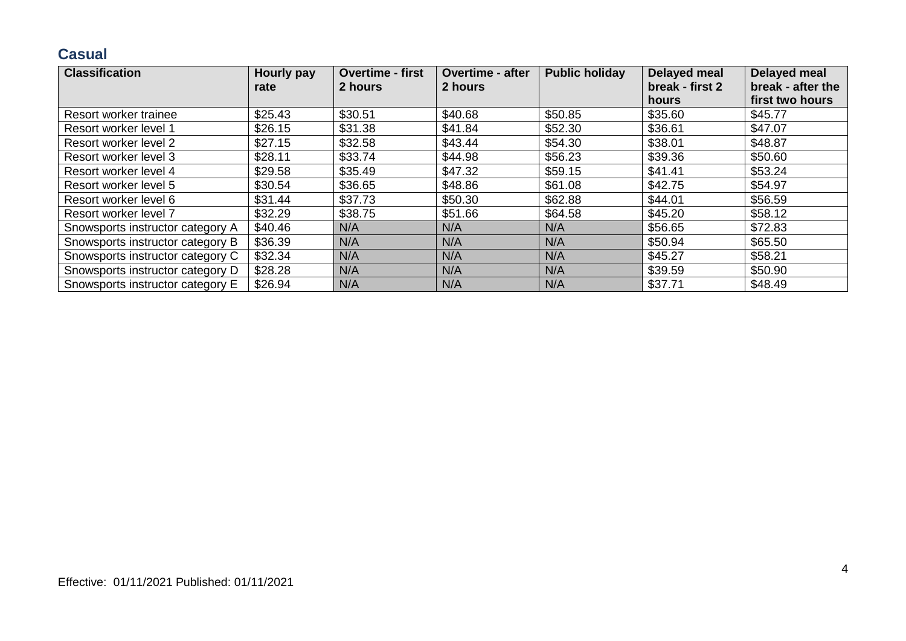## Casual

| Classification | Hourly pay rate | Overtime - first 2 hours | Overtime - after 2 hours | Public holiday | Delayed meal break - first 2 hours | Delayed meal break - after the first two hours |
|---|---|---|---|---|---|---|
| Resort worker trainee | $25.43 | $30.51 | $40.68 | $50.85 | $35.60 | $45.77 |
| Resort worker level 1 | $26.15 | $31.38 | $41.84 | $52.30 | $36.61 | $47.07 |
| Resort worker level 2 | $27.15 | $32.58 | $43.44 | $54.30 | $38.01 | $48.87 |
| Resort worker level 3 | $28.11 | $33.74 | $44.98 | $56.23 | $39.36 | $50.60 |
| Resort worker level 4 | $29.58 | $35.49 | $47.32 | $59.15 | $41.41 | $53.24 |
| Resort worker level 5 | $30.54 | $36.65 | $48.86 | $61.08 | $42.75 | $54.97 |
| Resort worker level 6 | $31.44 | $37.73 | $50.30 | $62.88 | $44.01 | $56.59 |
| Resort worker level 7 | $32.29 | $38.75 | $51.66 | $64.58 | $45.20 | $58.12 |
| Snowsports instructor category A | $40.46 | N/A | N/A | N/A | $56.65 | $72.83 |
| Snowsports instructor category B | $36.39 | N/A | N/A | N/A | $50.94 | $65.50 |
| Snowsports instructor category C | $32.34 | N/A | N/A | N/A | $45.27 | $58.21 |
| Snowsports instructor category D | $28.28 | N/A | N/A | N/A | $39.59 | $50.90 |
| Snowsports instructor category E | $26.94 | N/A | N/A | N/A | $37.71 | $48.49 |

Effective: 01/11/2021 Published: 01/11/2021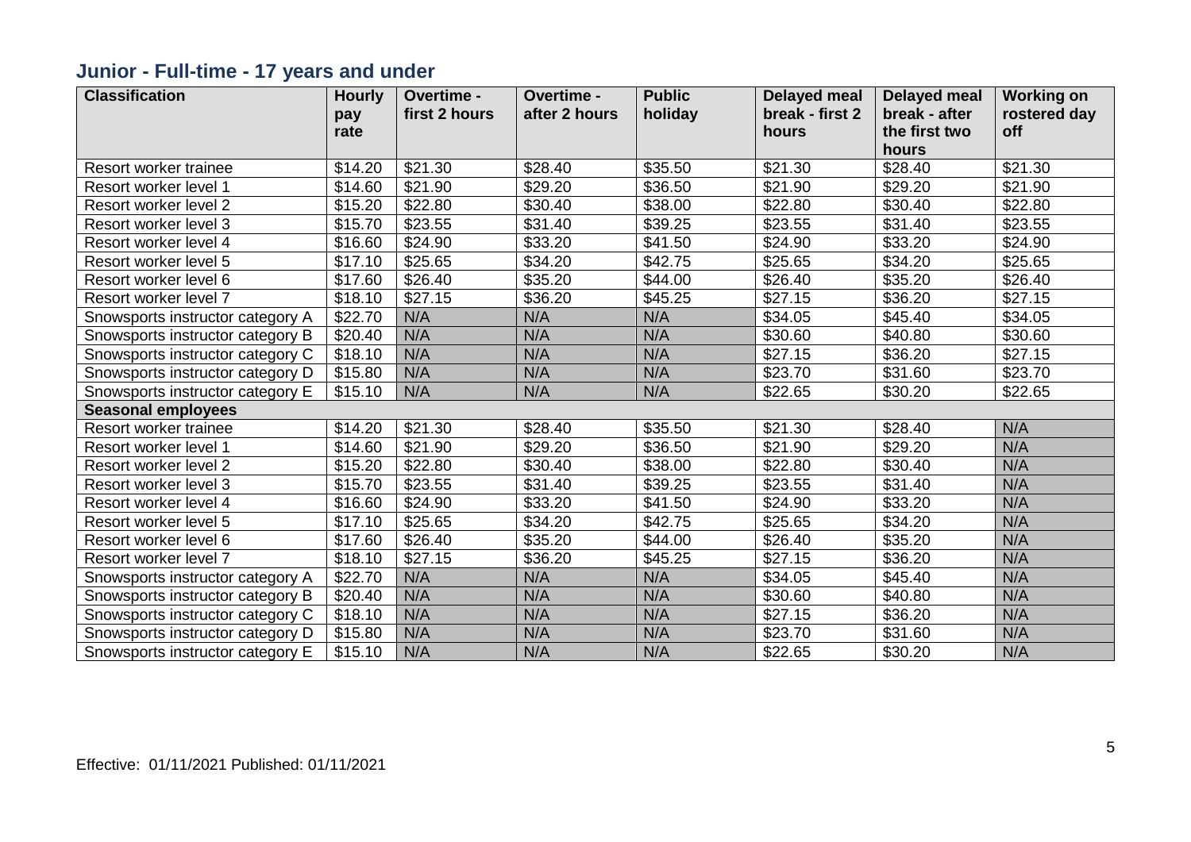## Junior - Full-time - 17 years and under

| Classification | Hourly pay rate | Overtime - first 2 hours | Overtime - after 2 hours | Public holiday | Delayed meal break - first 2 hours | Delayed meal break - after the first two hours | Working on rostered day off |
|---|---|---|---|---|---|---|---|
| Resort worker trainee | $14.20 | $21.30 | $28.40 | $35.50 | $21.30 | $28.40 | $21.30 |
| Resort worker level 1 | $14.60 | $21.90 | $29.20 | $36.50 | $21.90 | $29.20 | $21.90 |
| Resort worker level 2 | $15.20 | $22.80 | $30.40 | $38.00 | $22.80 | $30.40 | $22.80 |
| Resort worker level 3 | $15.70 | $23.55 | $31.40 | $39.25 | $23.55 | $31.40 | $23.55 |
| Resort worker level 4 | $16.60 | $24.90 | $33.20 | $41.50 | $24.90 | $33.20 | $24.90 |
| Resort worker level 5 | $17.10 | $25.65 | $34.20 | $42.75 | $25.65 | $34.20 | $25.65 |
| Resort worker level 6 | $17.60 | $26.40 | $35.20 | $44.00 | $26.40 | $35.20 | $26.40 |
| Resort worker level 7 | $18.10 | $27.15 | $36.20 | $45.25 | $27.15 | $36.20 | $27.15 |
| Snowsports instructor category A | $22.70 | N/A | N/A | N/A | $34.05 | $45.40 | $34.05 |
| Snowsports instructor category B | $20.40 | N/A | N/A | N/A | $30.60 | $40.80 | $30.60 |
| Snowsports instructor category C | $18.10 | N/A | N/A | N/A | $27.15 | $36.20 | $27.15 |
| Snowsports instructor category D | $15.80 | N/A | N/A | N/A | $23.70 | $31.60 | $23.70 |
| Snowsports instructor category E | $15.10 | N/A | N/A | N/A | $22.65 | $30.20 | $22.65 |
| **Seasonal employees** | | | | | | | |
| Resort worker trainee | $14.20 | $21.30 | $28.40 | $35.50 | $21.30 | $28.40 | N/A |
| Resort worker level 1 | $14.60 | $21.90 | $29.20 | $36.50 | $21.90 | $29.20 | N/A |
| Resort worker level 2 | $15.20 | $22.80 | $30.40 | $38.00 | $22.80 | $30.40 | N/A |
| Resort worker level 3 | $15.70 | $23.55 | $31.40 | $39.25 | $23.55 | $31.40 | N/A |
| Resort worker level 4 | $16.60 | $24.90 | $33.20 | $41.50 | $24.90 | $33.20 | N/A |
| Resort worker level 5 | $17.10 | $25.65 | $34.20 | $42.75 | $25.65 | $34.20 | N/A |
| Resort worker level 6 | $17.60 | $26.40 | $35.20 | $44.00 | $26.40 | $35.20 | N/A |
| Resort worker level 7 | $18.10 | $27.15 | $36.20 | $45.25 | $27.15 | $36.20 | N/A |
| Snowsports instructor category A | $22.70 | N/A | N/A | N/A | $34.05 | $45.40 | N/A |
| Snowsports instructor category B | $20.40 | N/A | N/A | N/A | $30.60 | $40.80 | N/A |
| Snowsports instructor category C | $18.10 | N/A | N/A | N/A | $27.15 | $36.20 | N/A |
| Snowsports instructor category D | $15.80 | N/A | N/A | N/A | $23.70 | $31.60 | N/A |
| Snowsports instructor category E | $15.10 | N/A | N/A | N/A | $22.65 | $30.20 | N/A |

Effective: 01/11/2021 Published: 01/11/2021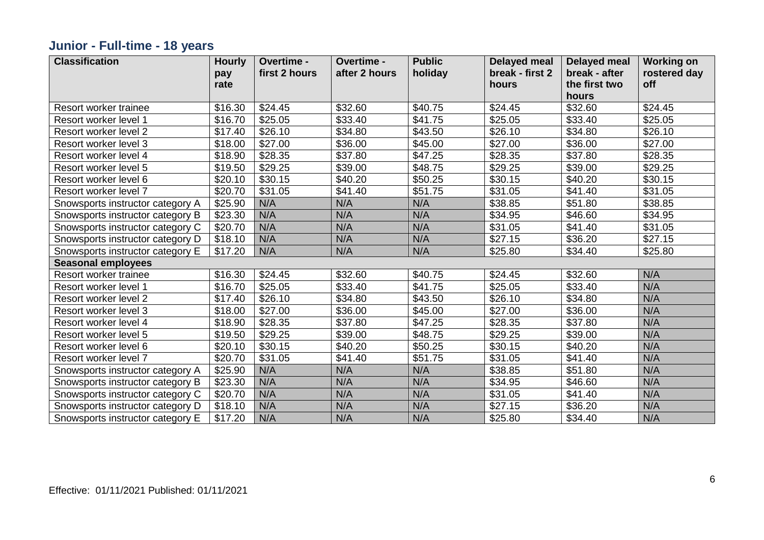## Junior - Full-time - 18 years

| Classification | Hourly pay rate | Overtime - first 2 hours | Overtime - after 2 hours | Public holiday | Delayed meal break - first 2 hours | Delayed meal break - after the first two hours | Working on rostered day off |
|---|---|---|---|---|---|---|---|
| Resort worker trainee | $16.30 | $24.45 | $32.60 | $40.75 | $24.45 | $32.60 | $24.45 |
| Resort worker level 1 | $16.70 | $25.05 | $33.40 | $41.75 | $25.05 | $33.40 | $25.05 |
| Resort worker level 2 | $17.40 | $26.10 | $34.80 | $43.50 | $26.10 | $34.80 | $26.10 |
| Resort worker level 3 | $18.00 | $27.00 | $36.00 | $45.00 | $27.00 | $36.00 | $27.00 |
| Resort worker level 4 | $18.90 | $28.35 | $37.80 | $47.25 | $28.35 | $37.80 | $28.35 |
| Resort worker level 5 | $19.50 | $29.25 | $39.00 | $48.75 | $29.25 | $39.00 | $29.25 |
| Resort worker level 6 | $20.10 | $30.15 | $40.20 | $50.25 | $30.15 | $40.20 | $30.15 |
| Resort worker level 7 | $20.70 | $31.05 | $41.40 | $51.75 | $31.05 | $41.40 | $31.05 |
| Snowsports instructor category A | $25.90 | N/A | N/A | N/A | $38.85 | $51.80 | $38.85 |
| Snowsports instructor category B | $23.30 | N/A | N/A | N/A | $34.95 | $46.60 | $34.95 |
| Snowsports instructor category C | $20.70 | N/A | N/A | N/A | $31.05 | $41.40 | $31.05 |
| Snowsports instructor category D | $18.10 | N/A | N/A | N/A | $27.15 | $36.20 | $27.15 |
| Snowsports instructor category E | $17.20 | N/A | N/A | N/A | $25.80 | $34.40 | $25.80 |
| **Seasonal employees** | | | | | | | |
| Resort worker trainee | $16.30 | $24.45 | $32.60 | $40.75 | $24.45 | $32.60 | N/A |
| Resort worker level 1 | $16.70 | $25.05 | $33.40 | $41.75 | $25.05 | $33.40 | N/A |
| Resort worker level 2 | $17.40 | $26.10 | $34.80 | $43.50 | $26.10 | $34.80 | N/A |
| Resort worker level 3 | $18.00 | $27.00 | $36.00 | $45.00 | $27.00 | $36.00 | N/A |
| Resort worker level 4 | $18.90 | $28.35 | $37.80 | $47.25 | $28.35 | $37.80 | N/A |
| Resort worker level 5 | $19.50 | $29.25 | $39.00 | $48.75 | $29.25 | $39.00 | N/A |
| Resort worker level 6 | $20.10 | $30.15 | $40.20 | $50.25 | $30.15 | $40.20 | N/A |
| Resort worker level 7 | $20.70 | $31.05 | $41.40 | $51.75 | $31.05 | $41.40 | N/A |
| Snowsports instructor category A | $25.90 | N/A | N/A | N/A | $38.85 | $51.80 | N/A |
| Snowsports instructor category B | $23.30 | N/A | N/A | N/A | $34.95 | $46.60 | N/A |
| Snowsports instructor category C | $20.70 | N/A | N/A | N/A | $31.05 | $41.40 | N/A |
| Snowsports instructor category D | $18.10 | N/A | N/A | N/A | $27.15 | $36.20 | N/A |
| Snowsports instructor category E | $17.20 | N/A | N/A | N/A | $25.80 | $34.40 | N/A |

Effective: 01/11/2021 Published: 01/11/2021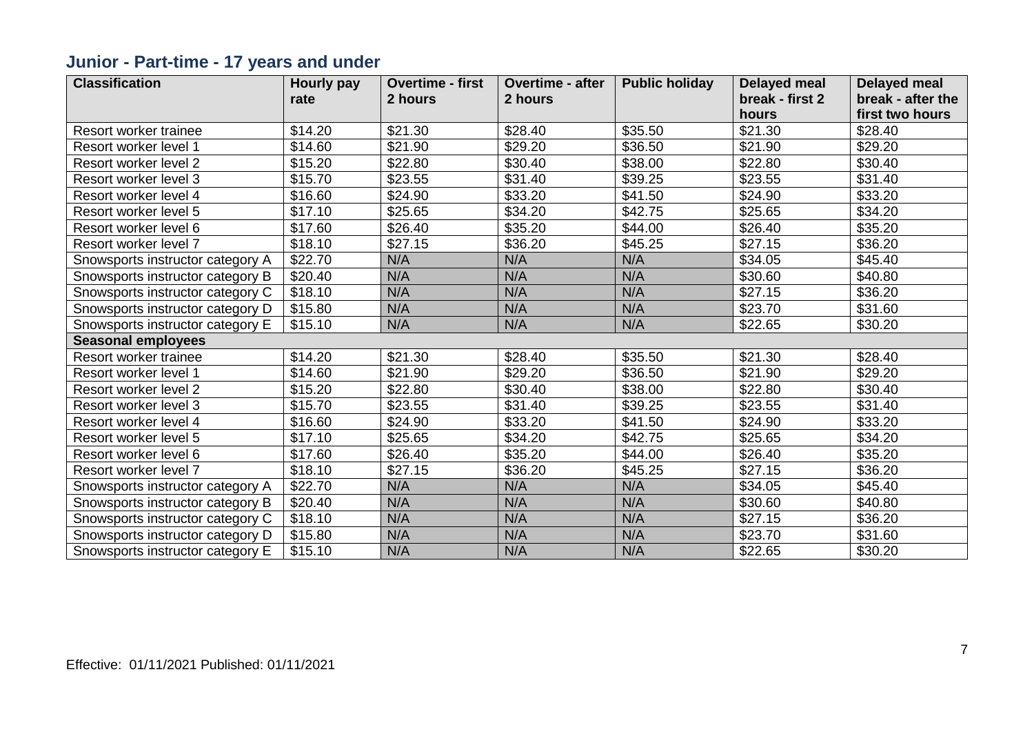## Junior - Part-time - 17 years and under

| Classification | Hourly pay rate | Overtime - first 2 hours | Overtime - after 2 hours | Public holiday | Delayed meal break - first 2 hours | Delayed meal break - after the first two hours |
|---|---|---|---|---|---|---|
| Resort worker trainee | $14.20 | $21.30 | $28.40 | $35.50 | $21.30 | $28.40 |
| Resort worker level 1 | $14.60 | $21.90 | $29.20 | $36.50 | $21.90 | $29.20 |
| Resort worker level 2 | $15.20 | $22.80 | $30.40 | $38.00 | $22.80 | $30.40 |
| Resort worker level 3 | $15.70 | $23.55 | $31.40 | $39.25 | $23.55 | $31.40 |
| Resort worker level 4 | $16.60 | $24.90 | $33.20 | $41.50 | $24.90 | $33.20 |
| Resort worker level 5 | $17.10 | $25.65 | $34.20 | $42.75 | $25.65 | $34.20 |
| Resort worker level 6 | $17.60 | $26.40 | $35.20 | $44.00 | $26.40 | $35.20 |
| Resort worker level 7 | $18.10 | $27.15 | $36.20 | $45.25 | $27.15 | $36.20 |
| Snowsports instructor category A | $22.70 | N/A | N/A | N/A | $34.05 | $45.40 |
| Snowsports instructor category B | $20.40 | N/A | N/A | N/A | $30.60 | $40.80 |
| Snowsports instructor category C | $18.10 | N/A | N/A | N/A | $27.15 | $36.20 |
| Snowsports instructor category D | $15.80 | N/A | N/A | N/A | $23.70 | $31.60 |
| Snowsports instructor category E | $15.10 | N/A | N/A | N/A | $22.65 | $30.20 |
| **Seasonal employees** | | | | | | |
| Resort worker trainee | $14.20 | $21.30 | $28.40 | $35.50 | $21.30 | $28.40 |
| Resort worker level 1 | $14.60 | $21.90 | $29.20 | $36.50 | $21.90 | $29.20 |
| Resort worker level 2 | $15.20 | $22.80 | $30.40 | $38.00 | $22.80 | $30.40 |
| Resort worker level 3 | $15.70 | $23.55 | $31.40 | $39.25 | $23.55 | $31.40 |
| Resort worker level 4 | $16.60 | $24.90 | $33.20 | $41.50 | $24.90 | $33.20 |
| Resort worker level 5 | $17.10 | $25.65 | $34.20 | $42.75 | $25.65 | $34.20 |
| Resort worker level 6 | $17.60 | $26.40 | $35.20 | $44.00 | $26.40 | $35.20 |
| Resort worker level 7 | $18.10 | $27.15 | $36.20 | $45.25 | $27.15 | $36.20 |
| Snowsports instructor category A | $22.70 | N/A | N/A | N/A | $34.05 | $45.40 |
| Snowsports instructor category B | $20.40 | N/A | N/A | N/A | $30.60 | $40.80 |
| Snowsports instructor category C | $18.10 | N/A | N/A | N/A | $27.15 | $36.20 |
| Snowsports instructor category D | $15.80 | N/A | N/A | N/A | $23.70 | $31.60 |
| Snowsports instructor category E | $15.10 | N/A | N/A | N/A | $22.65 | $30.20 |

Effective: 01/11/2021 Published: 01/11/2021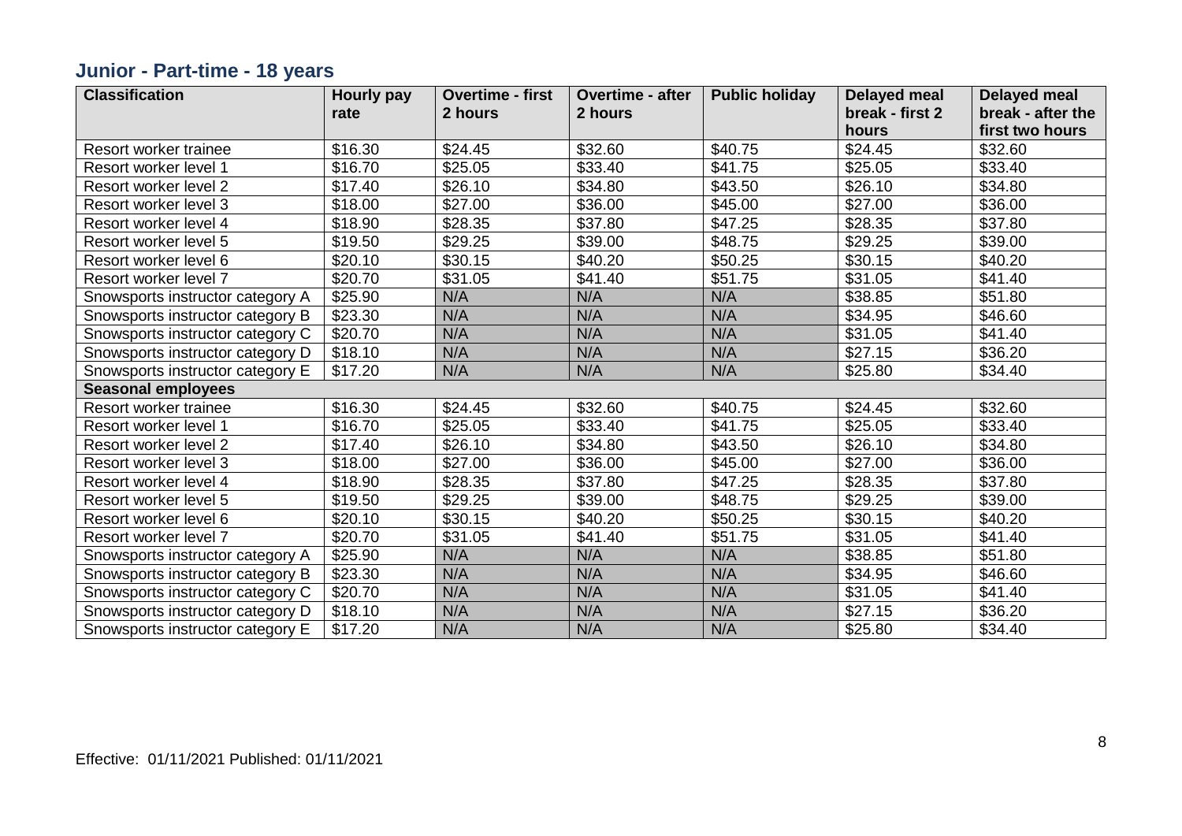## Junior - Part-time - 18 years

| Classification | Hourly pay rate | Overtime - first 2 hours | Overtime - after 2 hours | Public holiday | Delayed meal break - first 2 hours | Delayed meal break - after the first two hours |
|---|---|---|---|---|---|---|
| Resort worker trainee | $16.30 | $24.45 | $32.60 | $40.75 | $24.45 | $32.60 |
| Resort worker level 1 | $16.70 | $25.05 | $33.40 | $41.75 | $25.05 | $33.40 |
| Resort worker level 2 | $17.40 | $26.10 | $34.80 | $43.50 | $26.10 | $34.80 |
| Resort worker level 3 | $18.00 | $27.00 | $36.00 | $45.00 | $27.00 | $36.00 |
| Resort worker level 4 | $18.90 | $28.35 | $37.80 | $47.25 | $28.35 | $37.80 |
| Resort worker level 5 | $19.50 | $29.25 | $39.00 | $48.75 | $29.25 | $39.00 |
| Resort worker level 6 | $20.10 | $30.15 | $40.20 | $50.25 | $30.15 | $40.20 |
| Resort worker level 7 | $20.70 | $31.05 | $41.40 | $51.75 | $31.05 | $41.40 |
| Snowsports instructor category A | $25.90 | N/A | N/A | N/A | $38.85 | $51.80 |
| Snowsports instructor category B | $23.30 | N/A | N/A | N/A | $34.95 | $46.60 |
| Snowsports instructor category C | $20.70 | N/A | N/A | N/A | $31.05 | $41.40 |
| Snowsports instructor category D | $18.10 | N/A | N/A | N/A | $27.15 | $36.20 |
| Snowsports instructor category E | $17.20 | N/A | N/A | N/A | $25.80 | $34.40 |
| **Seasonal employees** | | | | | | |
| Resort worker trainee | $16.30 | $24.45 | $32.60 | $40.75 | $24.45 | $32.60 |
| Resort worker level 1 | $16.70 | $25.05 | $33.40 | $41.75 | $25.05 | $33.40 |
| Resort worker level 2 | $17.40 | $26.10 | $34.80 | $43.50 | $26.10 | $34.80 |
| Resort worker level 3 | $18.00 | $27.00 | $36.00 | $45.00 | $27.00 | $36.00 |
| Resort worker level 4 | $18.90 | $28.35 | $37.80 | $47.25 | $28.35 | $37.80 |
| Resort worker level 5 | $19.50 | $29.25 | $39.00 | $48.75 | $29.25 | $39.00 |
| Resort worker level 6 | $20.10 | $30.15 | $40.20 | $50.25 | $30.15 | $40.20 |
| Resort worker level 7 | $20.70 | $31.05 | $41.40 | $51.75 | $31.05 | $41.40 |
| Snowsports instructor category A | $25.90 | N/A | N/A | N/A | $38.85 | $51.80 |
| Snowsports instructor category B | $23.30 | N/A | N/A | N/A | $34.95 | $46.60 |
| Snowsports instructor category C | $20.70 | N/A | N/A | N/A | $31.05 | $41.40 |
| Snowsports instructor category D | $18.10 | N/A | N/A | N/A | $27.15 | $36.20 |
| Snowsports instructor category E | $17.20 | N/A | N/A | N/A | $25.80 | $34.40 |

Effective: 01/11/2021 Published: 01/11/2021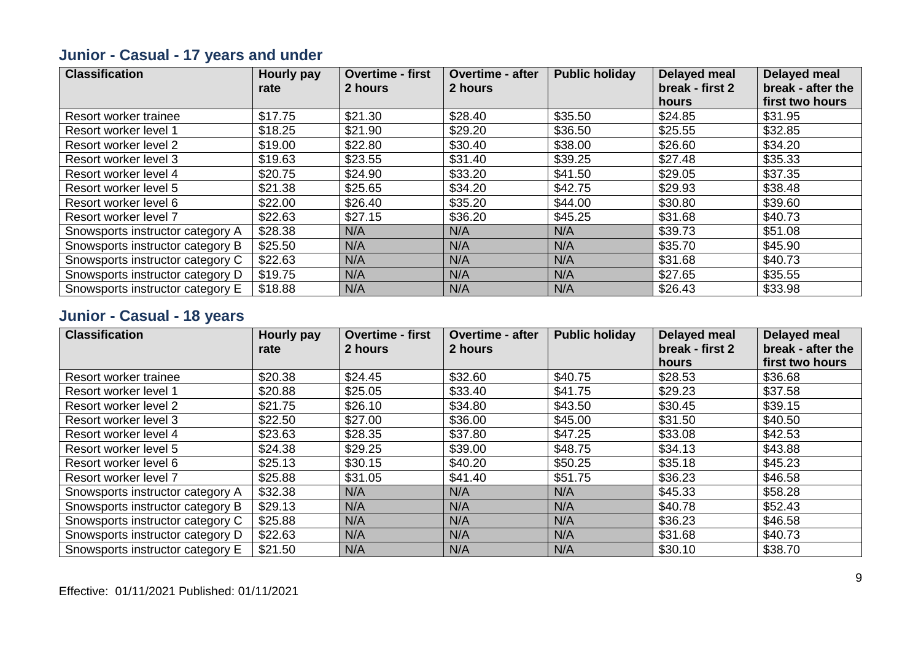## Junior - Casual - 17 years and under

| Classification | Hourly pay rate | Overtime - first 2 hours | Overtime - after 2 hours | Public holiday | Delayed meal break - first 2 hours | Delayed meal break - after the first two hours |
|---|---|---|---|---|---|---|
| Resort worker trainee | $17.75 | $21.30 | $28.40 | $35.50 | $24.85 | $31.95 |
| Resort worker level 1 | $18.25 | $21.90 | $29.20 | $36.50 | $25.55 | $32.85 |
| Resort worker level 2 | $19.00 | $22.80 | $30.40 | $38.00 | $26.60 | $34.20 |
| Resort worker level 3 | $19.63 | $23.55 | $31.40 | $39.25 | $27.48 | $35.33 |
| Resort worker level 4 | $20.75 | $24.90 | $33.20 | $41.50 | $29.05 | $37.35 |
| Resort worker level 5 | $21.38 | $25.65 | $34.20 | $42.75 | $29.93 | $38.48 |
| Resort worker level 6 | $22.00 | $26.40 | $35.20 | $44.00 | $30.80 | $39.60 |
| Resort worker level 7 | $22.63 | $27.15 | $36.20 | $45.25 | $31.68 | $40.73 |
| Snowsports instructor category A | $28.38 | N/A | N/A | N/A | $39.73 | $51.08 |
| Snowsports instructor category B | $25.50 | N/A | N/A | N/A | $35.70 | $45.90 |
| Snowsports instructor category C | $22.63 | N/A | N/A | N/A | $31.68 | $40.73 |
| Snowsports instructor category D | $19.75 | N/A | N/A | N/A | $27.65 | $35.55 |
| Snowsports instructor category E | $18.88 | N/A | N/A | N/A | $26.43 | $33.98 |

## Junior - Casual - 18 years

| Classification | Hourly pay rate | Overtime - first 2 hours | Overtime - after 2 hours | Public holiday | Delayed meal break - first 2 hours | Delayed meal break - after the first two hours |
|---|---|---|---|---|---|---|
| Resort worker trainee | $20.38 | $24.45 | $32.60 | $40.75 | $28.53 | $36.68 |
| Resort worker level 1 | $20.88 | $25.05 | $33.40 | $41.75 | $29.23 | $37.58 |
| Resort worker level 2 | $21.75 | $26.10 | $34.80 | $43.50 | $30.45 | $39.15 |
| Resort worker level 3 | $22.50 | $27.00 | $36.00 | $45.00 | $31.50 | $40.50 |
| Resort worker level 4 | $23.63 | $28.35 | $37.80 | $47.25 | $33.08 | $42.53 |
| Resort worker level 5 | $24.38 | $29.25 | $39.00 | $48.75 | $34.13 | $43.88 |
| Resort worker level 6 | $25.13 | $30.15 | $40.20 | $50.25 | $35.18 | $45.23 |
| Resort worker level 7 | $25.88 | $31.05 | $41.40 | $51.75 | $36.23 | $46.58 |
| Snowsports instructor category A | $32.38 | N/A | N/A | N/A | $45.33 | $58.28 |
| Snowsports instructor category B | $29.13 | N/A | N/A | N/A | $40.78 | $52.43 |
| Snowsports instructor category C | $25.88 | N/A | N/A | N/A | $36.23 | $46.58 |
| Snowsports instructor category D | $22.63 | N/A | N/A | N/A | $31.68 | $40.73 |
| Snowsports instructor category E | $21.50 | N/A | N/A | N/A | $30.10 | $38.70 |

Effective: 01/11/2021 Published: 01/11/2021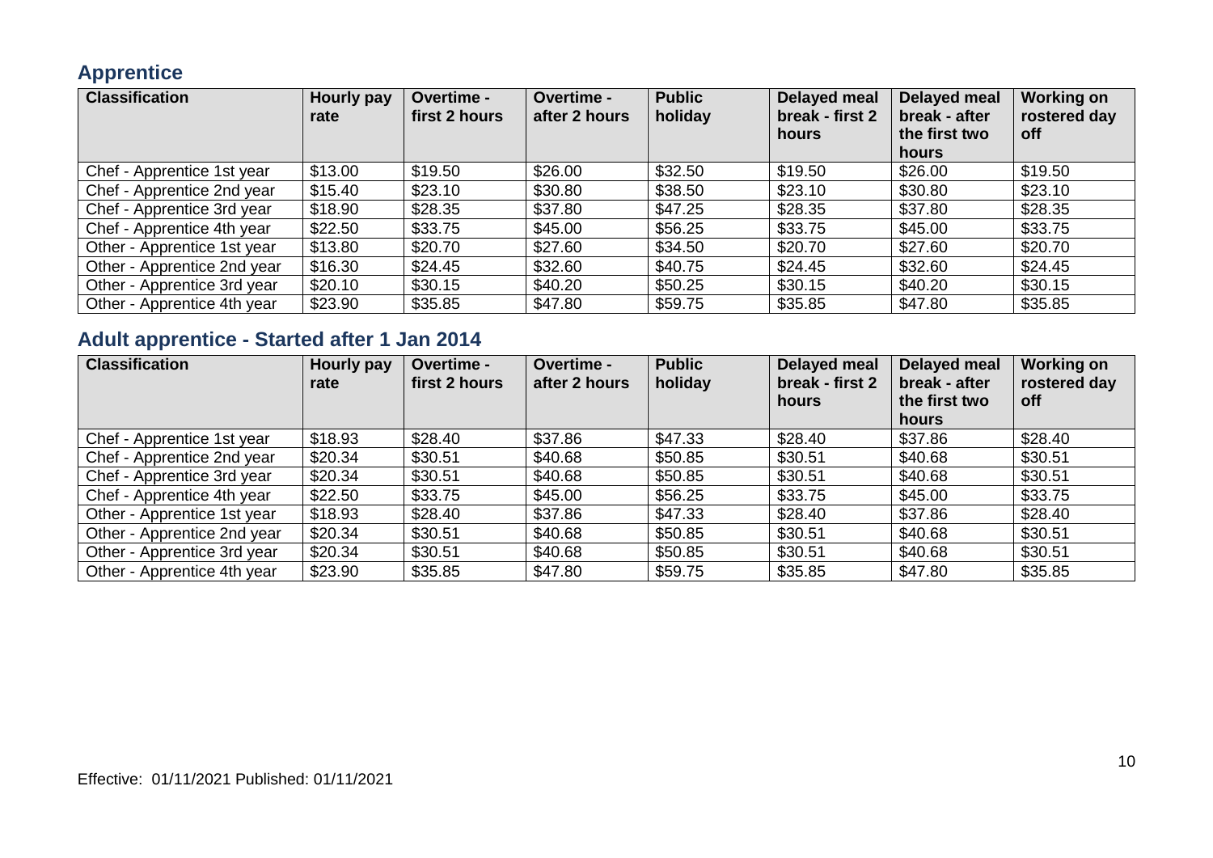## Apprentice

| Classification | Hourly pay rate | Overtime - first 2 hours | Overtime - after 2 hours | Public holiday | Delayed meal break - first 2 hours | Delayed meal break - after the first two hours | Working on rostered day off |
|---|---|---|---|---|---|---|---|
| Chef - Apprentice 1st year | $13.00 | $19.50 | $26.00 | $32.50 | $19.50 | $26.00 | $19.50 |
| Chef - Apprentice 2nd year | $15.40 | $23.10 | $30.80 | $38.50 | $23.10 | $30.80 | $23.10 |
| Chef - Apprentice 3rd year | $18.90 | $28.35 | $37.80 | $47.25 | $28.35 | $37.80 | $28.35 |
| Chef - Apprentice 4th year | $22.50 | $33.75 | $45.00 | $56.25 | $33.75 | $45.00 | $33.75 |
| Other - Apprentice 1st year | $13.80 | $20.70 | $27.60 | $34.50 | $20.70 | $27.60 | $20.70 |
| Other - Apprentice 2nd year | $16.30 | $24.45 | $32.60 | $40.75 | $24.45 | $32.60 | $24.45 |
| Other - Apprentice 3rd year | $20.10 | $30.15 | $40.20 | $50.25 | $30.15 | $40.20 | $30.15 |
| Other - Apprentice 4th year | $23.90 | $35.85 | $47.80 | $59.75 | $35.85 | $47.80 | $35.85 |

## Adult apprentice - Started after 1 Jan 2014

| Classification | Hourly pay rate | Overtime - first 2 hours | Overtime - after 2 hours | Public holiday | Delayed meal break - first 2 hours | Delayed meal break - after the first two hours | Working on rostered day off |
|---|---|---|---|---|---|---|---|
| Chef - Apprentice 1st year | $18.93 | $28.40 | $37.86 | $47.33 | $28.40 | $37.86 | $28.40 |
| Chef - Apprentice 2nd year | $20.34 | $30.51 | $40.68 | $50.85 | $30.51 | $40.68 | $30.51 |
| Chef - Apprentice 3rd year | $20.34 | $30.51 | $40.68 | $50.85 | $30.51 | $40.68 | $30.51 |
| Chef - Apprentice 4th year | $22.50 | $33.75 | $45.00 | $56.25 | $33.75 | $45.00 | $33.75 |
| Other - Apprentice 1st year | $18.93 | $28.40 | $37.86 | $47.33 | $28.40 | $37.86 | $28.40 |
| Other - Apprentice 2nd year | $20.34 | $30.51 | $40.68 | $50.85 | $30.51 | $40.68 | $30.51 |
| Other - Apprentice 3rd year | $20.34 | $30.51 | $40.68 | $50.85 | $30.51 | $40.68 | $30.51 |
| Other - Apprentice 4th year | $23.90 | $35.85 | $47.80 | $59.75 | $35.85 | $47.80 | $35.85 |

Effective: 01/11/2021 Published: 01/11/2021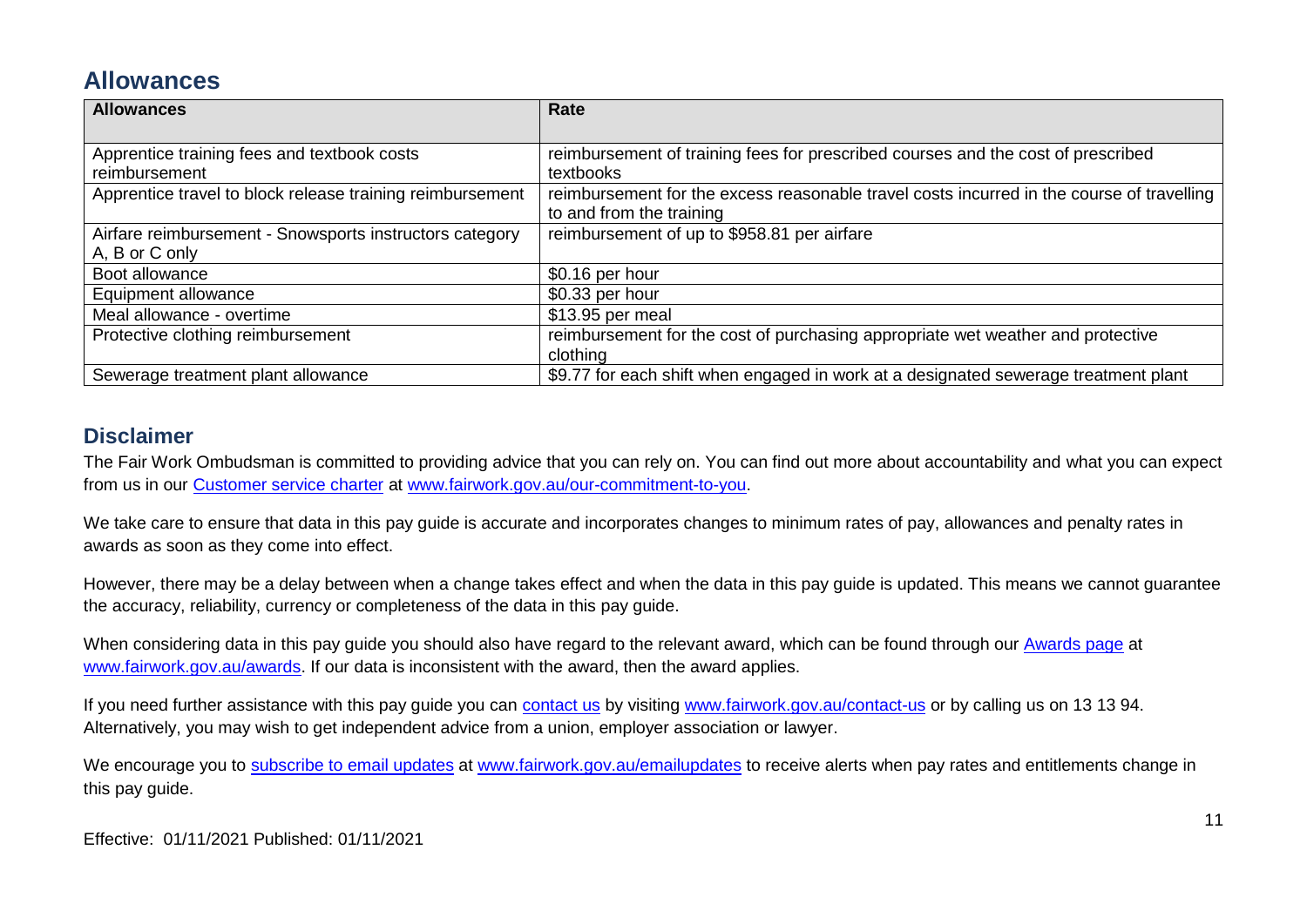## Allowances

| Allowances | Rate |
| --- | --- |
| Apprentice training fees and textbook costs reimbursement | reimbursement of training fees for prescribed courses and the cost of prescribed textbooks |
| Apprentice travel to block release training reimbursement | reimbursement for the excess reasonable travel costs incurred in the course of travelling to and from the training |
| Airfare reimbursement - Snowsports instructors category A, B or C only | reimbursement of up to $958.81 per airfare |
| Boot allowance | $0.16 per hour |
| Equipment allowance | $0.33 per hour |
| Meal allowance - overtime | $13.95 per meal |
| Protective clothing reimbursement | reimbursement for the cost of purchasing appropriate wet weather and protective clothing |
| Sewerage treatment plant allowance | $9.77 for each shift when engaged in work at a designated sewerage treatment plant |

## Disclaimer

The Fair Work Ombudsman is committed to providing advice that you can rely on. You can find out more about accountability and what you can expect from us in our Customer service charter at www.fairwork.gov.au/our-commitment-to-you.

We take care to ensure that data in this pay guide is accurate and incorporates changes to minimum rates of pay, allowances and penalty rates in awards as soon as they come into effect.

However, there may be a delay between when a change takes effect and when the data in this pay guide is updated. This means we cannot guarantee the accuracy, reliability, currency or completeness of the data in this pay guide.

When considering data in this pay guide you should also have regard to the relevant award, which can be found through our Awards page at www.fairwork.gov.au/awards. If our data is inconsistent with the award, then the award applies.

If you need further assistance with this pay guide you can contact us by visiting www.fairwork.gov.au/contact-us or by calling us on 13 13 94. Alternatively, you may wish to get independent advice from a union, employer association or lawyer.

We encourage you to subscribe to email updates at www.fairwork.gov.au/emailupdates to receive alerts when pay rates and entitlements change in this pay guide.

Effective: 01/11/2021 Published: 01/11/2021